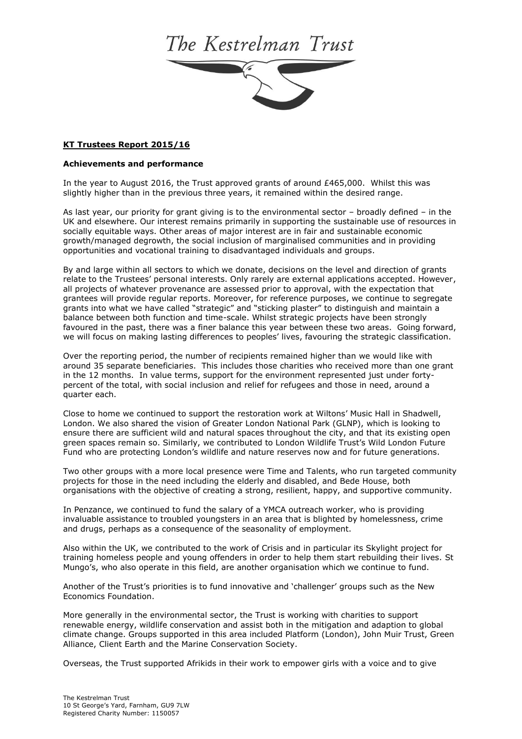# The Kestrelman Trust

**KT Trustees Report 2015/16**

**Achievements and performance**

In the year to August 2016, the Trust approved grants of around £465,000. Whilst this was slightly higher than in the previous three years, it remained within the desired range.

As last year, our priority for grant giving is to the environmental sector – broadly defined – in the UK and elsewhere. Our interest remains primarily in supporting the sustainable use of resources in socially equitable ways. Other areas of major interest are in fair and sustainable economic growth/managed degrowth, the social inclusion of marginalised communities and in providing opportunities and vocational training to disadvantaged individuals and groups.

By and large within all sectors to which we donate, decisions on the level and direction of grants relate to the Trustees' personal interests. Only rarely are external applications accepted. However, all projects of whatever provenance are assessed prior to approval, with the expectation that grantees will provide regular reports. Moreover, for reference purposes, we continue to segregate grants into what we have called "strategic" and "sticking plaster" to distinguish and maintain a balance between both function and time-scale. Whilst strategic projects have been strongly favoured in the past, there was a finer balance this year between these two areas. Going forward, we will focus on making lasting differences to peoples' lives, favouring the strategic classification.

Over the reporting period, the number of recipients remained higher than we would like with around 35 separate beneficiaries. This includes those charities who received more than one grant in the 12 months. In value terms, support for the environment represented just under forty-percent of the total, with social inclusion and relief for refugees and those in need, around a quarter each.

Close to home we continued to support the restoration work at Wiltons' Music Hall in Shadwell, London. We also shared the vision of Greater London National Park (GLNP), which is looking to ensure there are sufficient wild and natural spaces throughout the city, and that its existing open green spaces remain so. Similarly, we contributed to London Wildlife Trust's Wild London Future Fund who are protecting London's wildlife and nature reserves now and for future generations.

Two other groups with a more local presence were Time and Talents, who run targeted community projects for those in the need including the elderly and disabled, and Bede House, both organisations with the objective of creating a strong, resilient, happy, and supportive community.

In Penzance, we continued to fund the salary of a YMCA outreach worker, who is providing invaluable assistance to troubled youngsters in an area that is blighted by homelessness, crime and drugs, perhaps as a consequence of the seasonality of employment.

Also within the UK, we contributed to the work of Crisis and in particular its Skylight project for training homeless people and young offenders in order to help them start rebuilding their lives. St Mungo's, who also operate in this field, are another organisation which we continue to fund.

Another of the Trust's priorities is to fund innovative and 'challenger' groups such as the New Economics Foundation.

More generally in the environmental sector, the Trust is working with charities to support renewable energy, wildlife conservation and assist both in the mitigation and adaption to global climate change. Groups supported in this area included Platform (London), John Muir Trust, Green Alliance, Client Earth and the Marine Conservation Society.

Overseas, the Trust supported Afrikids in their work to empower girls with a voice and to give

The Kestrelman Trust
10 St George's Yard, Farnham, GU9 7LW
Registered Charity Number: 1150057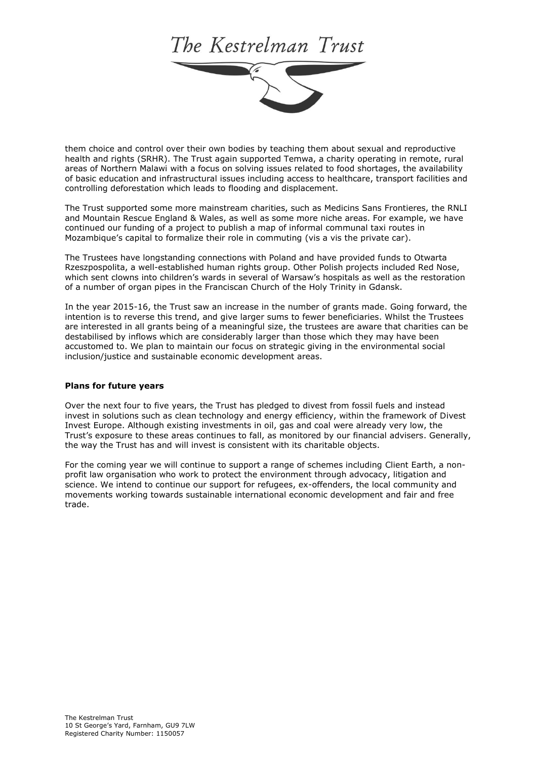them choice and control over their own bodies by teaching them about sexual and reproductive health and rights (SRHR). The Trust again supported Temwa, a charity operating in remote, rural areas of Northern Malawi with a focus on solving issues related to food shortages, the availability of basic education and infrastructural issues including access to healthcare, transport facilities and controlling deforestation which leads to flooding and displacement.

The Trust supported some more mainstream charities, such as Medicins Sans Frontieres, the RNLI and Mountain Rescue England & Wales, as well as some more niche areas. For example, we have continued our funding of a project to publish a map of informal communal taxi routes in Mozambique's capital to formalize their role in commuting (vis a vis the private car).

The Trustees have longstanding connections with Poland and have provided funds to Otwarta Rzeszpospolita, a well-established human rights group. Other Polish projects included Red Nose, which sent clowns into children's wards in several of Warsaw's hospitals as well as the restoration of a number of organ pipes in the Franciscan Church of the Holy Trinity in Gdansk.

In the year 2015-16, the Trust saw an increase in the number of grants made. Going forward, the intention is to reverse this trend, and give larger sums to fewer beneficiaries. Whilst the Trustees are interested in all grants being of a meaningful size, the trustees are aware that charities can be destabilised by inflows which are considerably larger than those which they may have been accustomed to. We plan to maintain our focus on strategic giving in the environmental social inclusion/justice and sustainable economic development areas.

**Plans for future years**

Over the next four to five years, the Trust has pledged to divest from fossil fuels and instead invest in solutions such as clean technology and energy efficiency, within the framework of Divest Invest Europe. Although existing investments in oil, gas and coal were already very low, the Trust's exposure to these areas continues to fall, as monitored by our financial advisers. Generally, the way the Trust has and will invest is consistent with its charitable objects.

For the coming year we will continue to support a range of schemes including Client Earth, a non-profit law organisation who work to protect the environment through advocacy, litigation and science. We intend to continue our support for refugees, ex-offenders, the local community and movements working towards sustainable international economic development and fair and free trade.